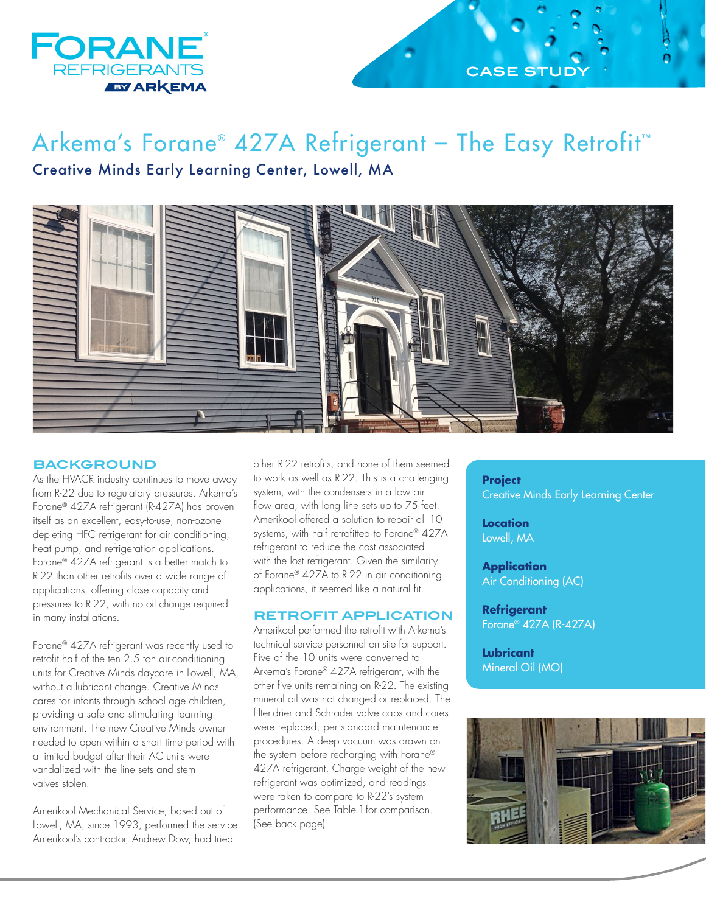FORANE® REFRIGERANTS BY ARKEMA

CASE STUDY

# Arkema's Forane® 427A Refrigerant – The Easy Retrofit™

## Creative Minds Early Learning Center, Lowell, MA

**Project**
Creative Minds Early Learning Center

**Location**
Lowell, MA

**Application**
Air Conditioning (AC)

**Refrigerant**
Forane® 427A (R-427A)

**Lubricant**
Mineral Oil (MO)

### BACKGROUND

As the HVACR industry continues to move away from R-22 due to regulatory pressures, Arkema's Forane® 427A refrigerant (R-427A) has proven itself as an excellent, easy-to-use, non-ozone depleting HFC refrigerant for air conditioning, heat pump, and refrigeration applications. Forane® 427A refrigerant is a better match to R-22 than other retrofits over a wide range of applications, offering close capacity and pressures to R-22, with no oil change required in many installations.

Forane® 427A refrigerant was recently used to retrofit half of the ten 2.5 ton air-conditioning units for Creative Minds daycare in Lowell, MA, without a lubricant change. Creative Minds cares for infants through school age children, providing a safe and stimulating learning environment. The new Creative Minds owner needed to open within a short time period with a limited budget after their AC units were vandalized with the line sets and stem valves stolen.

Amerikool Mechanical Service, based out of Lowell, MA, since 1993, performed the service. Amerikool's contractor, Andrew Dow, had tried other R-22 retrofits, and none of them seemed to work as well as R-22. This is a challenging system, with the condensers in a low air flow area, with long line sets up to 75 feet. Amerikool offered a solution to repair all 10 systems, with half retrofitted to Forane® 427A refrigerant to reduce the cost associated with the lost refrigerant. Given the similarity of Forane® 427A to R-22 in air conditioning applications, it seemed like a natural fit.

### RETROFIT APPLICATION

Amerikool performed the retrofit with Arkema's technical service personnel on site for support. Five of the 10 units were converted to Arkema's Forane® 427A refrigerant, with the other five units remaining on R-22. The existing mineral oil was not changed or replaced. The filter-drier and Schrader valve caps and cores were replaced, per standard maintenance procedures. A deep vacuum was drawn on the system before recharging with Forane® 427A refrigerant. Charge weight of the new refrigerant was optimized, and readings were taken to compare to R-22's system performance. See Table 1 for comparison. (See back page)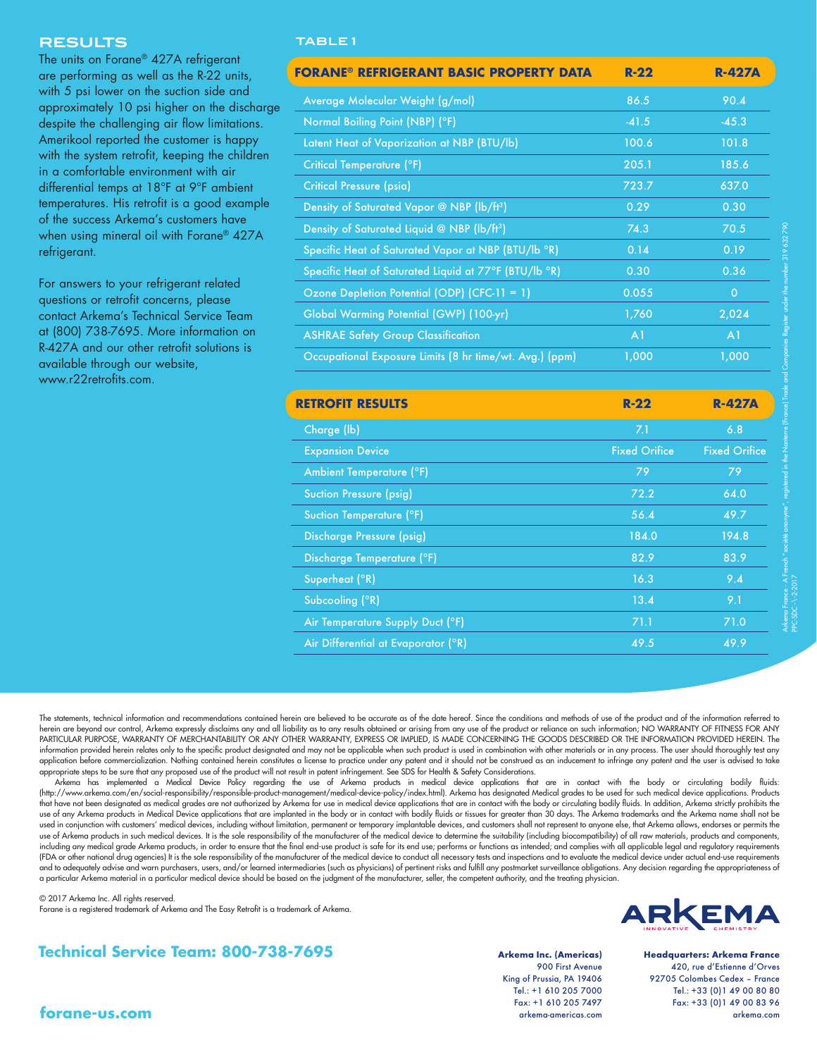## RESULTS

The units on Forane® 427A refrigerant are performing as well as the R-22 units, with 5 psi lower on the suction side and approximately 10 psi higher on the discharge despite the challenging air flow limitations. Amerikool reported the customer is happy with the system retrofit, keeping the children in a comfortable environment with air differential temps at 18°F at 9°F ambient temperatures. His retrofit is a good example of the success Arkema's customers have when using mineral oil with Forane® 427A refrigerant.

For answers to your refrigerant related questions or retrofit concerns, please contact Arkema's Technical Service Team at (800) 738-7695. More information on R-427A and our other retrofit solutions is available through our website, www.r22retrofits.com.

### TABLE 1

| FORANE® REFRIGERANT BASIC PROPERTY DATA | R-22 | R-427A |
|---|---|---|
| Average Molecular Weight (g/mol) | 86.5 | 90.4 |
| Normal Boiling Point (NBP) (°F) | -41.5 | -45.3 |
| Latent Heat of Vaporization at NBP (BTU/lb) | 100.6 | 101.8 |
| Critical Temperature (°F) | 205.1 | 185.6 |
| Critical Pressure (psia) | 723.7 | 637.0 |
| Density of Saturated Vapor @ NBP (lb/ft³) | 0.29 | 0.30 |
| Density of Saturated Liquid @ NBP (lb/ft³) | 74.3 | 70.5 |
| Specific Heat of Saturated Vapor at NBP (BTU/lb °R) | 0.14 | 0.19 |
| Specific Heat of Saturated Liquid at 77°F (BTU/lb °R) | 0.30 | 0.36 |
| Ozone Depletion Potential (ODP) (CFC-11 = 1) | 0.055 | 0 |
| Global Warming Potential (GWP) (100-yr) | 1,760 | 2,024 |
| ASHRAE Safety Group Classification | A1 | A1 |
| Occupational Exposure Limits (8 hr time/wt. Avg.) (ppm) | 1,000 | 1,000 |

| RETROFIT RESULTS | R-22 | R-427A |
|---|---|---|
| Charge (lb) | 7.1 | 6.8 |
| Expansion Device | Fixed Orifice | Fixed Orifice |
| Ambient Temperature (°F) | 79 | 79 |
| Suction Pressure (psig) | 72.2 | 64.0 |
| Suction Temperature (°F) | 56.4 | 49.7 |
| Discharge Pressure (psig) | 184.0 | 194.8 |
| Discharge Temperature (°F) | 82.9 | 83.9 |
| Superheat (°R) | 16.3 | 9.4 |
| Subcooling (°R) | 13.4 | 9.1 |
| Air Temperature Supply Duct (°F) | 71.1 | 71.0 |
| Air Differential at Evaporator (°R) | 49.5 | 49.9 |

Arkema France - A French "société anonyme", registered in the Nanterre (France) Trade and Companies Register under the number 319 632 790
PPC-SDC-\-2-2017

The statements, technical information and recommendations contained herein are believed to be accurate as of the date hereof. Since the conditions and methods of use of the product and of the information referred to herein are beyond our control, Arkema expressly disclaims any and all liability as to any results obtained or arising from any use of the product or reliance on such information; NO WARRANTY OF FITNESS FOR ANY PARTICULAR PURPOSE, WARRANTY OF MERCHANTABILITY OR ANY OTHER WARRANTY, EXPRESS OR IMPLIED, IS MADE CONCERNING THE GOODS DESCRIBED OR THE INFORMATION PROVIDED HEREIN. The information provided herein relates only to the specific product designated and may not be applicable when such product is used in combination with other materials or in any process. The user should thoroughly test any application before commercialization. Nothing contained herein constitutes a license to practice under any patent and it should not be construed as an inducement to infringe any patent and the user is advised to take appropriate steps to be sure that any proposed use of the product will not result in patent infringement. See SDS for Health & Safety Considerations.

Arkema has implemented a Medical Device Policy regarding the use of Arkema products in medical device applications that are in contact with the body or circulating bodily fluids: (http://www.arkema.com/en/social-responsibility/responsible-product-management/medical-device-policy/index.html). Arkema has designated Medical grades to be used for such medical device applications. Products that have not been designated as medical grades are not authorized by Arkema for use in medical device applications that are in contact with the body or circulating bodily fluids. In addition, Arkema strictly prohibits the use of any Arkema products in Medical Device applications that are implanted in the body or in contact with bodily fluids or tissues for greater than 30 days. The Arkema trademarks and the Arkema name shall not be used in conjunction with customers' medical devices, including without limitation, permanent or temporary implantable devices, and customers shall not represent to anyone else, that Arkema allows, endorses or permits the use of Arkema products in such medical devices. It is the sole responsibility of the manufacturer of the medical device to determine the suitability (including biocompatibility) of all raw materials, products and components, including any medical grade Arkema products, in order to ensure that the final end-use product is safe for its end use; performs or functions as intended; and complies with all applicable legal and regulatory requirements (FDA or other national drug agencies) It is the sole responsibility of the manufacturer of the medical device to conduct all necessary tests and inspections and to evaluate the medical device under actual end-use requirements and to adequately advise and warn purchasers, users, and/or learned intermediaries (such as physicians) of pertinent risks and fulfill any postmarket surveillance obligations. Any decision regarding the appropriateness of a particular Arkema material in a particular medical device should be based on the judgment of the manufacturer, seller, the competent authority, and the treating physician.

© 2017 Arkema Inc. All rights reserved.
Forane is a registered trademark of Arkema and The Easy Retrofit is a trademark of Arkema.

ARKEMA
INNOVATIVE CHEMISTRY

**Technical Service Team: 800-738-7695**

**forane-us.com**

**Arkema Inc. (Americas)**
900 First Avenue
King of Prussia, PA 19406
Tel.: +1 610 205 7000
Fax: +1 610 205 7497
arkema-americas.com

**Headquarters: Arkema France**
420, rue d'Estienne d'Orves
92705 Colombes Cedex – France
Tel.: +33 (0)1 49 00 80 80
Fax: +33 (0)1 49 00 83 96
arkema.com